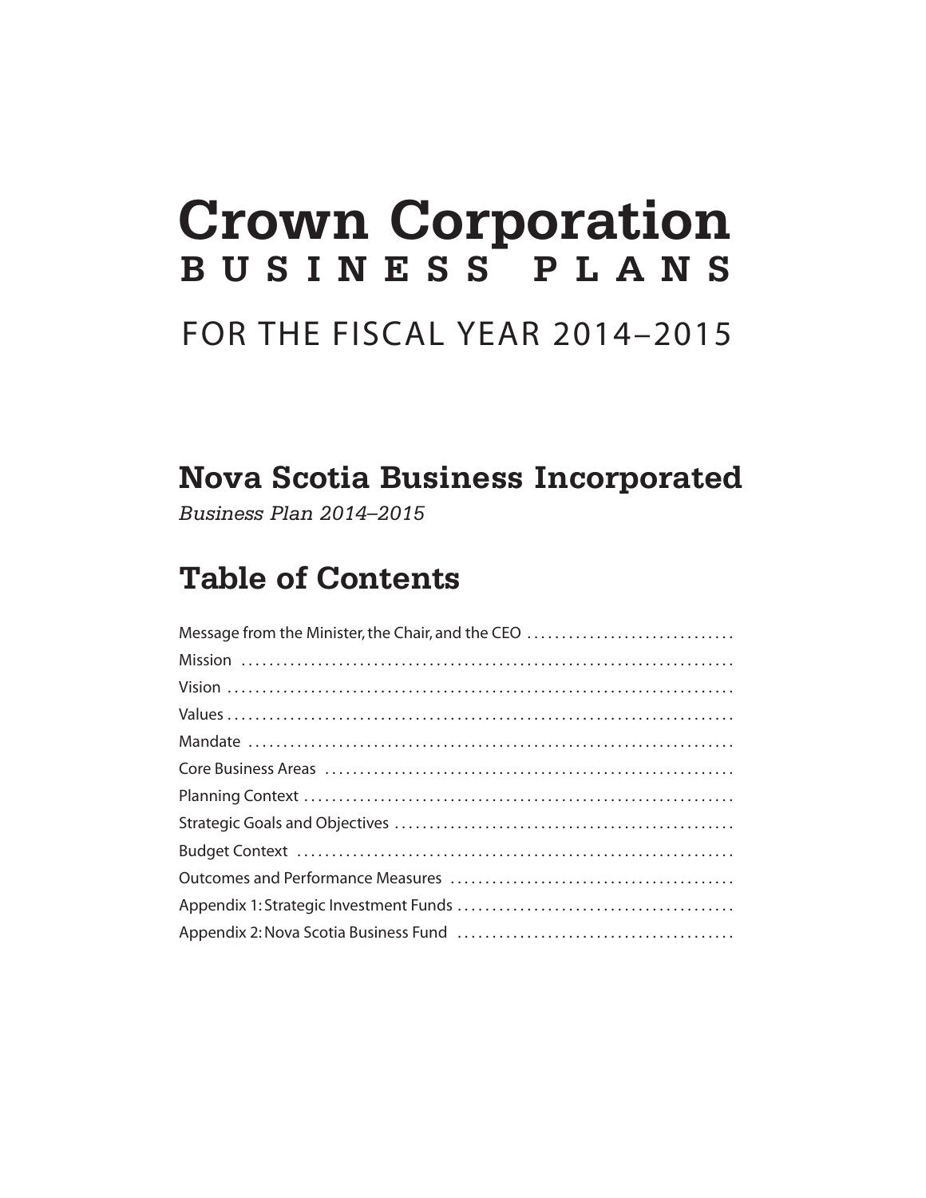# Crown Corporation
## BUSINESS PLANS

FOR THE FISCAL YEAR 2014–2015

## Nova Scotia Business Incorporated

*Business Plan 2014–2015*

## Table of Contents

Message from the Minister, the Chair, and the CEO ..............................

Mission ..............................

Vision ..............................

Values ..............................

Mandate ..............................

Core Business Areas ..............................

Planning Context ..............................

Strategic Goals and Objectives ..............................

Budget Context ..............................

Outcomes and Performance Measures ..............................

Appendix 1: Strategic Investment Funds ..............................

Appendix 2: Nova Scotia Business Fund ..............................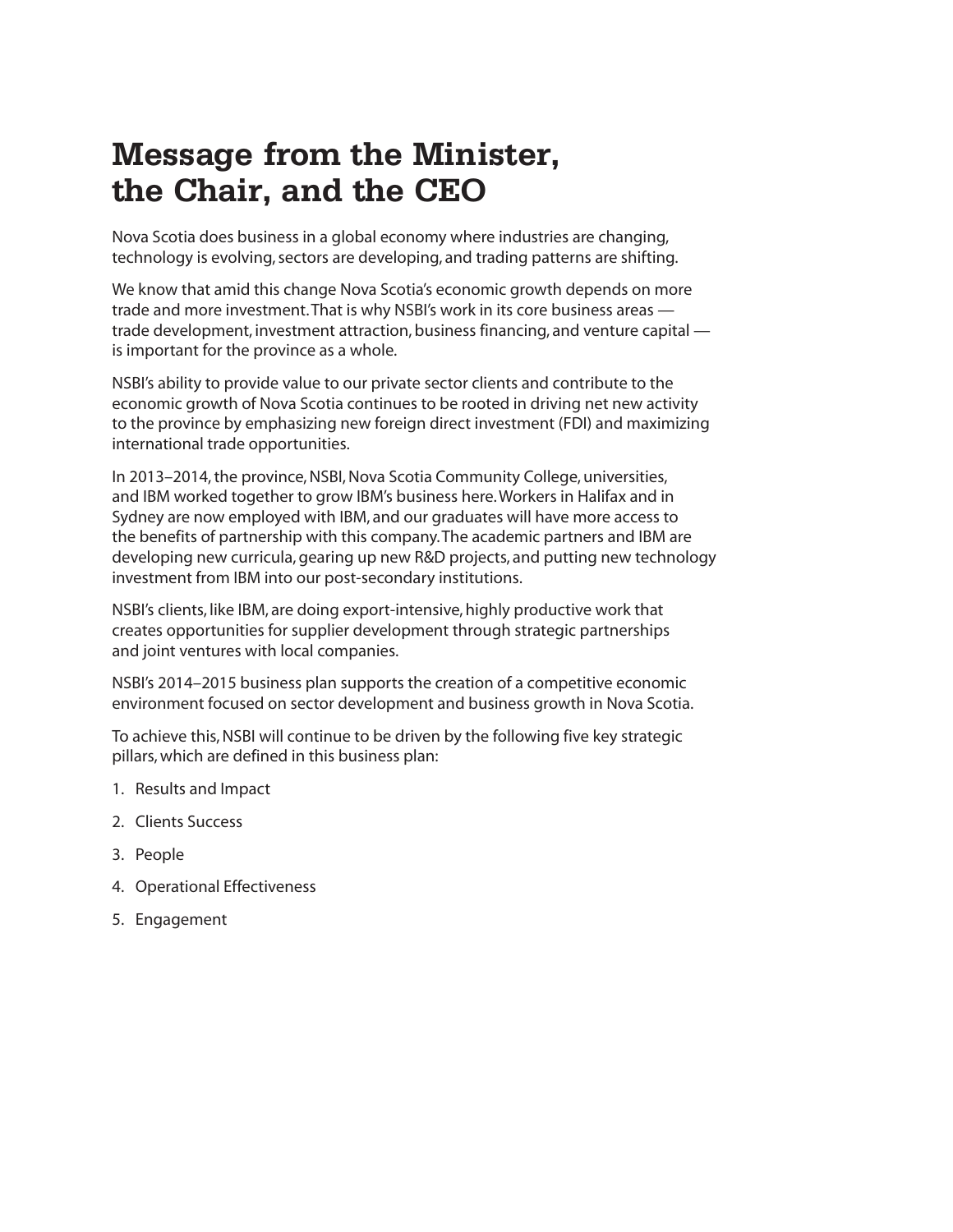# Message from the Minister, the Chair, and the CEO

Nova Scotia does business in a global economy where industries are changing, technology is evolving, sectors are developing, and trading patterns are shifting.

We know that amid this change Nova Scotia's economic growth depends on more trade and more investment. That is why NSBI's work in its core business areas — trade development, investment attraction, business financing, and venture capital — is important for the province as a whole.

NSBI's ability to provide value to our private sector clients and contribute to the economic growth of Nova Scotia continues to be rooted in driving net new activity to the province by emphasizing new foreign direct investment (FDI) and maximizing international trade opportunities.

In 2013–2014, the province, NSBI, Nova Scotia Community College, universities, and IBM worked together to grow IBM's business here. Workers in Halifax and in Sydney are now employed with IBM, and our graduates will have more access to the benefits of partnership with this company. The academic partners and IBM are developing new curricula, gearing up new R&D projects, and putting new technology investment from IBM into our post-secondary institutions.

NSBI's clients, like IBM, are doing export-intensive, highly productive work that creates opportunities for supplier development through strategic partnerships and joint ventures with local companies.

NSBI's 2014–2015 business plan supports the creation of a competitive economic environment focused on sector development and business growth in Nova Scotia.

To achieve this, NSBI will continue to be driven by the following five key strategic pillars, which are defined in this business plan:

1. Results and Impact
2. Clients Success
3. People
4. Operational Effectiveness
5. Engagement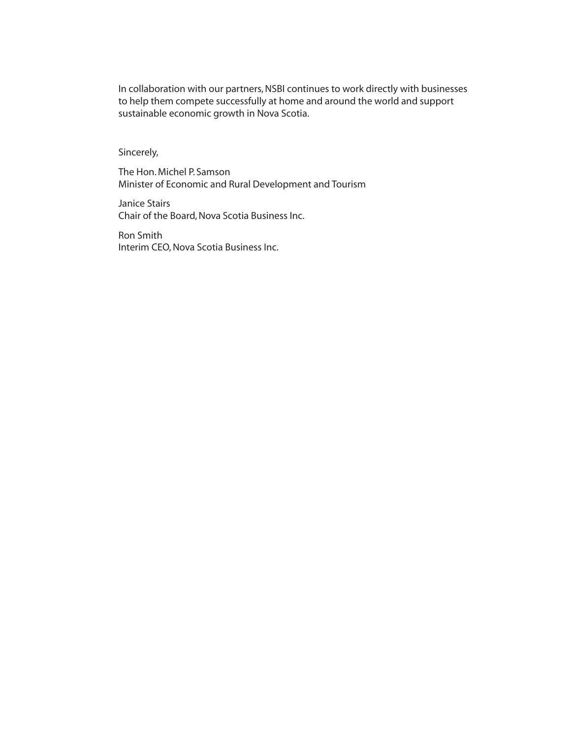In collaboration with our partners, NSBI continues to work directly with businesses to help them compete successfully at home and around the world and support sustainable economic growth in Nova Scotia.

Sincerely,

The Hon. Michel P. Samson
Minister of Economic and Rural Development and Tourism

Janice Stairs
Chair of the Board, Nova Scotia Business Inc.

Ron Smith
Interim CEO, Nova Scotia Business Inc.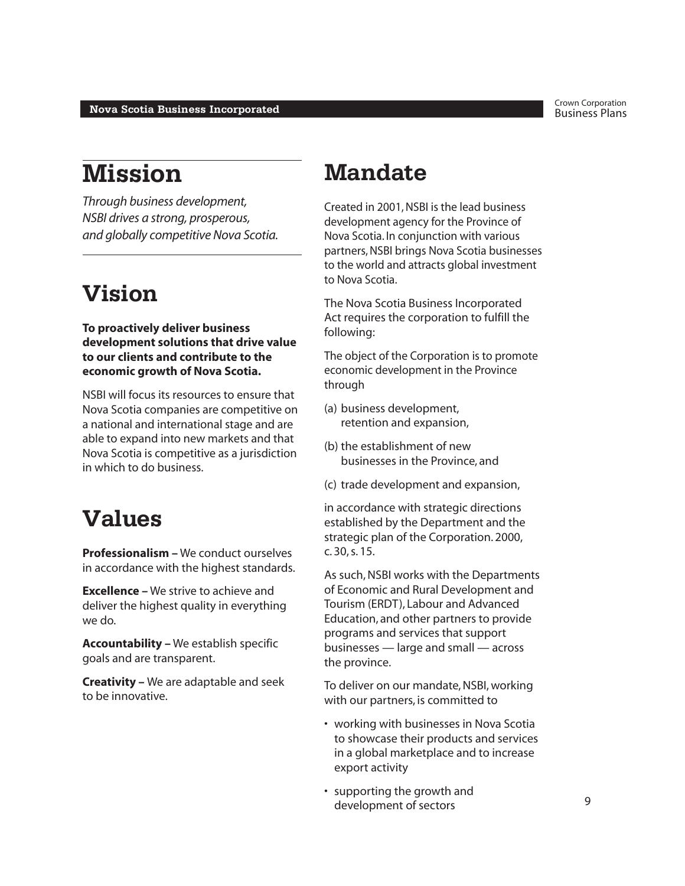# Mission

*Through business development, NSBI drives a strong, prosperous, and globally competitive Nova Scotia.*

# Vision

**To proactively deliver business development solutions that drive value to our clients and contribute to the economic growth of Nova Scotia.**

NSBI will focus its resources to ensure that Nova Scotia companies are competitive on a national and international stage and are able to expand into new markets and that Nova Scotia is competitive as a jurisdiction in which to do business.

# Values

**Professionalism –** We conduct ourselves in accordance with the highest standards.

**Excellence –** We strive to achieve and deliver the highest quality in everything we do.

**Accountability –** We establish specific goals and are transparent.

**Creativity –** We are adaptable and seek to be innovative.

# Mandate

Created in 2001, NSBI is the lead business development agency for the Province of Nova Scotia. In conjunction with various partners, NSBI brings Nova Scotia businesses to the world and attracts global investment to Nova Scotia.

The Nova Scotia Business Incorporated Act requires the corporation to fulfill the following:

The object of the Corporation is to promote economic development in the Province through

(a) business development, retention and expansion,

(b) the establishment of new businesses in the Province, and

(c) trade development and expansion,

in accordance with strategic directions established by the Department and the strategic plan of the Corporation. 2000, c. 30, s. 15.

As such, NSBI works with the Departments of Economic and Rural Development and Tourism (ERDT), Labour and Advanced Education, and other partners to provide programs and services that support businesses — large and small — across the province.

To deliver on our mandate, NSBI, working with our partners, is committed to

- working with businesses in Nova Scotia to showcase their products and services in a global marketplace and to increase export activity
- supporting the growth and development of sectors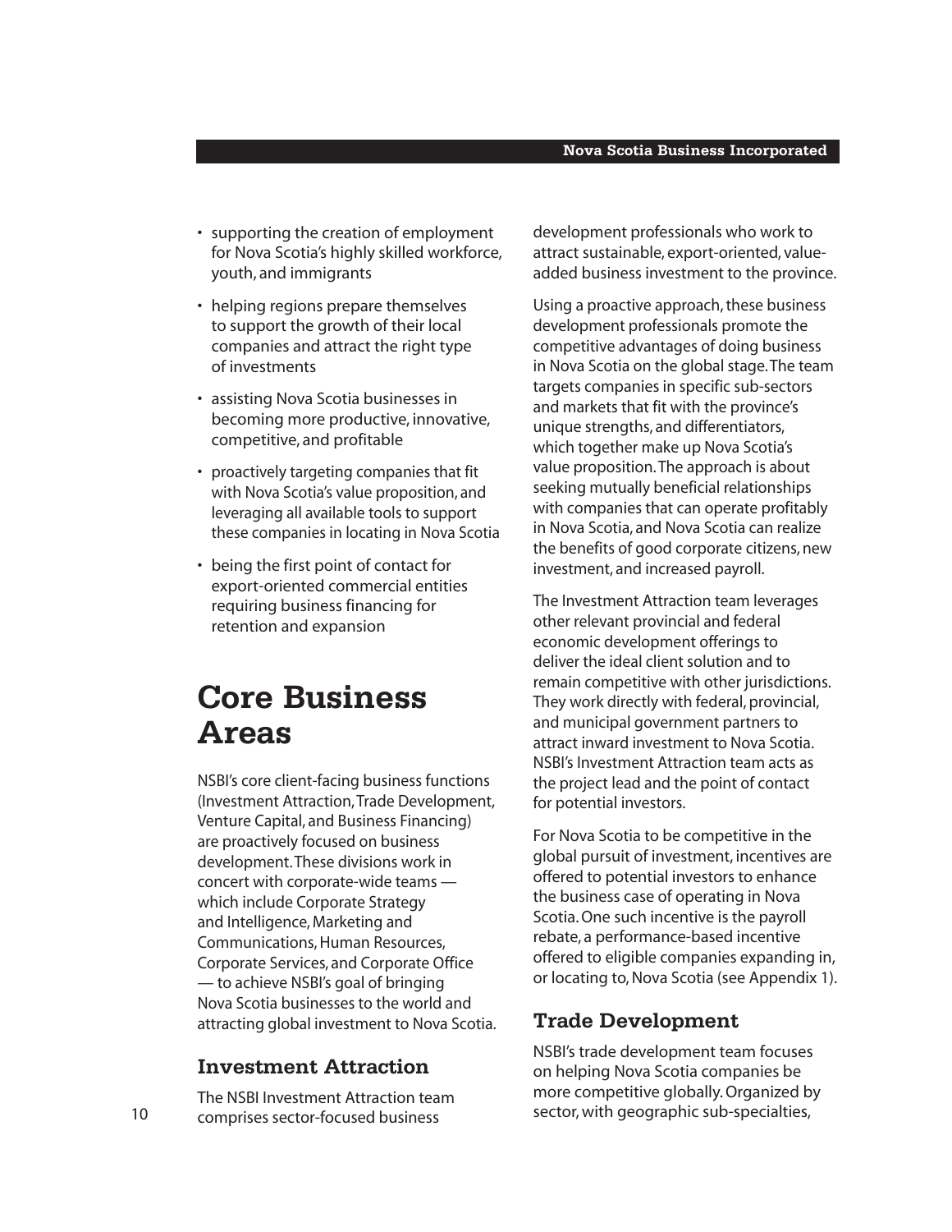- supporting the creation of employment for Nova Scotia's highly skilled workforce, youth, and immigrants
- helping regions prepare themselves to support the growth of their local companies and attract the right type of investments
- assisting Nova Scotia businesses in becoming more productive, innovative, competitive, and profitable
- proactively targeting companies that fit with Nova Scotia's value proposition, and leveraging all available tools to support these companies in locating in Nova Scotia
- being the first point of contact for export-oriented commercial entities requiring business financing for retention and expansion

# Core Business Areas

NSBI's core client-facing business functions (Investment Attraction, Trade Development, Venture Capital, and Business Financing) are proactively focused on business development. These divisions work in concert with corporate-wide teams — which include Corporate Strategy and Intelligence, Marketing and Communications, Human Resources, Corporate Services, and Corporate Office — to achieve NSBI's goal of bringing Nova Scotia businesses to the world and attracting global investment to Nova Scotia.

## Investment Attraction

The NSBI Investment Attraction team comprises sector-focused business development professionals who work to attract sustainable, export-oriented, value-added business investment to the province.

Using a proactive approach, these business development professionals promote the competitive advantages of doing business in Nova Scotia on the global stage. The team targets companies in specific sub-sectors and markets that fit with the province's unique strengths, and differentiators, which together make up Nova Scotia's value proposition. The approach is about seeking mutually beneficial relationships with companies that can operate profitably in Nova Scotia, and Nova Scotia can realize the benefits of good corporate citizens, new investment, and increased payroll.

The Investment Attraction team leverages other relevant provincial and federal economic development offerings to deliver the ideal client solution and to remain competitive with other jurisdictions. They work directly with federal, provincial, and municipal government partners to attract inward investment to Nova Scotia. NSBI's Investment Attraction team acts as the project lead and the point of contact for potential investors.

For Nova Scotia to be competitive in the global pursuit of investment, incentives are offered to potential investors to enhance the business case of operating in Nova Scotia. One such incentive is the payroll rebate, a performance-based incentive offered to eligible companies expanding in, or locating to, Nova Scotia (see Appendix 1).

## Trade Development

NSBI's trade development team focuses on helping Nova Scotia companies be more competitive globally. Organized by sector, with geographic sub-specialties,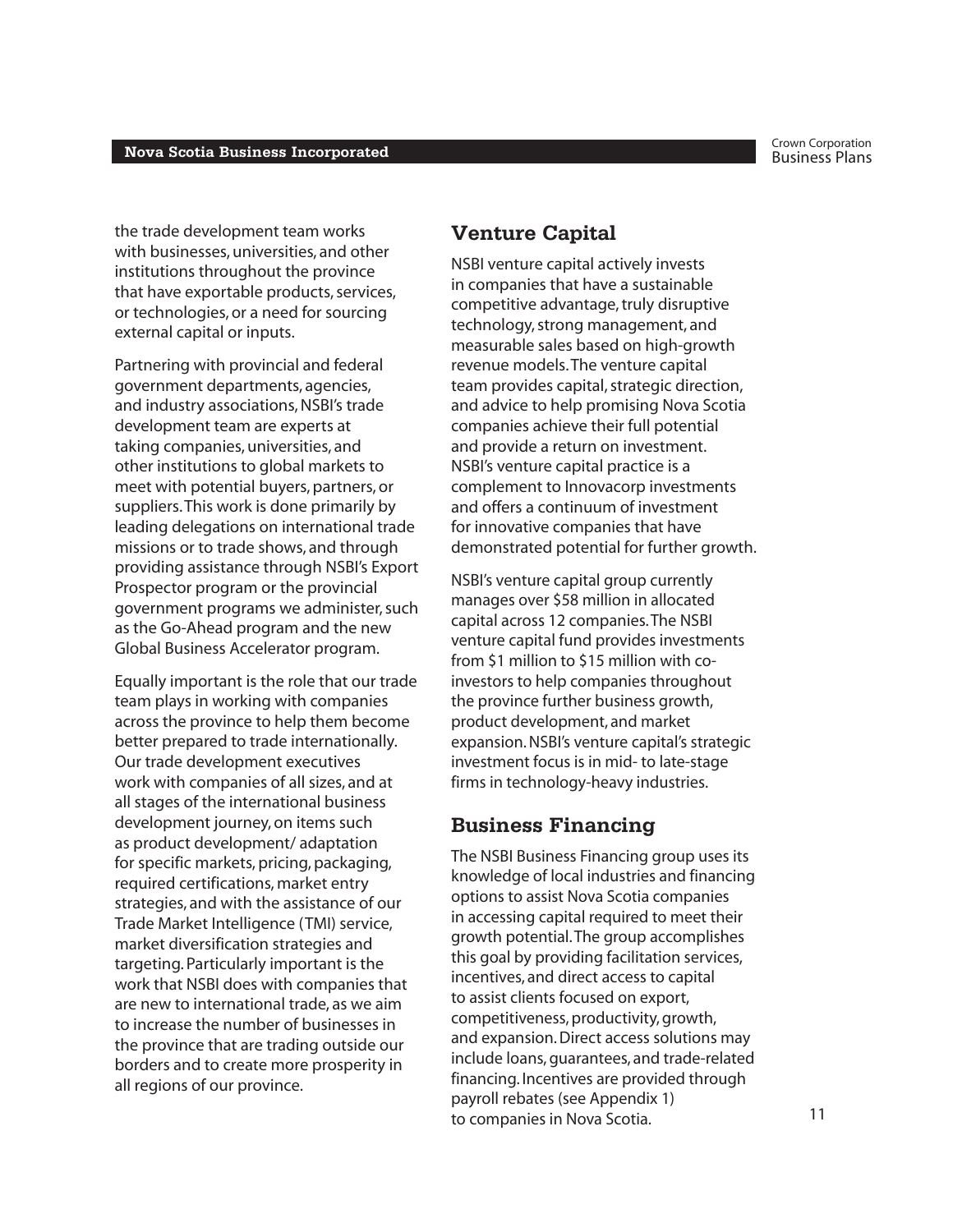the trade development team works with businesses, universities, and other institutions throughout the province that have exportable products, services, or technologies, or a need for sourcing external capital or inputs.

Partnering with provincial and federal government departments, agencies, and industry associations, NSBI's trade development team are experts at taking companies, universities, and other institutions to global markets to meet with potential buyers, partners, or suppliers. This work is done primarily by leading delegations on international trade missions or to trade shows, and through providing assistance through NSBI's Export Prospector program or the provincial government programs we administer, such as the Go-Ahead program and the new Global Business Accelerator program.

Equally important is the role that our trade team plays in working with companies across the province to help them become better prepared to trade internationally. Our trade development executives work with companies of all sizes, and at all stages of the international business development journey, on items such as product development/ adaptation for specific markets, pricing, packaging, required certifications, market entry strategies, and with the assistance of our Trade Market Intelligence (TMI) service, market diversification strategies and targeting. Particularly important is the work that NSBI does with companies that are new to international trade, as we aim to increase the number of businesses in the province that are trading outside our borders and to create more prosperity in all regions of our province.

## Venture Capital

NSBI venture capital actively invests in companies that have a sustainable competitive advantage, truly disruptive technology, strong management, and measurable sales based on high-growth revenue models. The venture capital team provides capital, strategic direction, and advice to help promising Nova Scotia companies achieve their full potential and provide a return on investment. NSBI's venture capital practice is a complement to Innovacorp investments and offers a continuum of investment for innovative companies that have demonstrated potential for further growth.

NSBI's venture capital group currently manages over $58 million in allocated capital across 12 companies. The NSBI venture capital fund provides investments from $1 million to $15 million with co-investors to help companies throughout the province further business growth, product development, and market expansion. NSBI's venture capital's strategic investment focus is in mid- to late-stage firms in technology-heavy industries.

## Business Financing

The NSBI Business Financing group uses its knowledge of local industries and financing options to assist Nova Scotia companies in accessing capital required to meet their growth potential. The group accomplishes this goal by providing facilitation services, incentives, and direct access to capital to assist clients focused on export, competitiveness, productivity, growth, and expansion. Direct access solutions may include loans, guarantees, and trade-related financing. Incentives are provided through payroll rebates (see Appendix 1) to companies in Nova Scotia.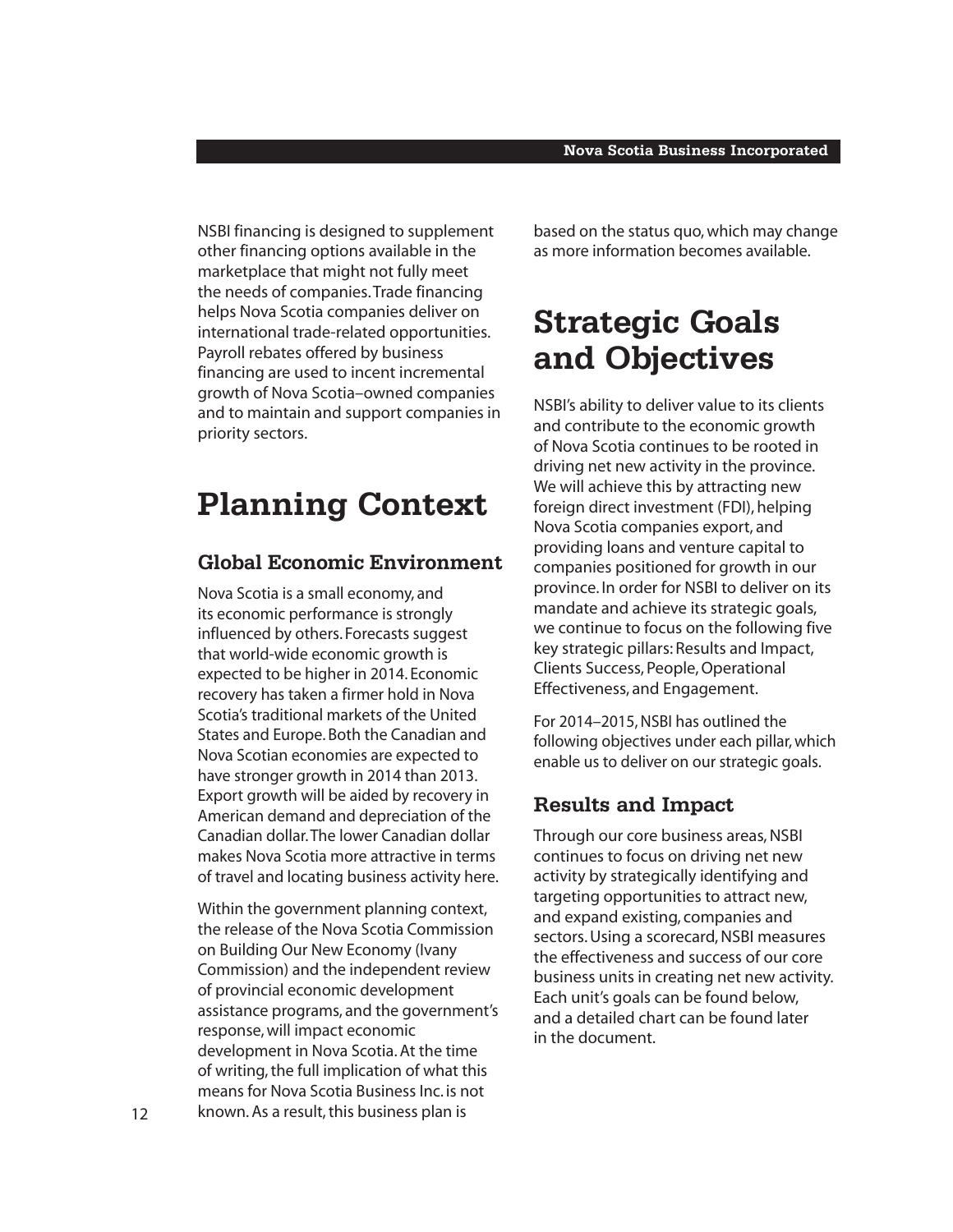NSBI financing is designed to supplement other financing options available in the marketplace that might not fully meet the needs of companies. Trade financing helps Nova Scotia companies deliver on international trade-related opportunities. Payroll rebates offered by business financing are used to incent incremental growth of Nova Scotia–owned companies and to maintain and support companies in priority sectors.

# Planning Context

## Global Economic Environment

Nova Scotia is a small economy, and its economic performance is strongly influenced by others. Forecasts suggest that world-wide economic growth is expected to be higher in 2014. Economic recovery has taken a firmer hold in Nova Scotia's traditional markets of the United States and Europe. Both the Canadian and Nova Scotian economies are expected to have stronger growth in 2014 than 2013. Export growth will be aided by recovery in American demand and depreciation of the Canadian dollar. The lower Canadian dollar makes Nova Scotia more attractive in terms of travel and locating business activity here.

Within the government planning context, the release of the Nova Scotia Commission on Building Our New Economy (Ivany Commission) and the independent review of provincial economic development assistance programs, and the government's response, will impact economic development in Nova Scotia. At the time of writing, the full implication of what this means for Nova Scotia Business Inc. is not known. As a result, this business plan is based on the status quo, which may change as more information becomes available.

# Strategic Goals and Objectives

NSBI's ability to deliver value to its clients and contribute to the economic growth of Nova Scotia continues to be rooted in driving net new activity in the province. We will achieve this by attracting new foreign direct investment (FDI), helping Nova Scotia companies export, and providing loans and venture capital to companies positioned for growth in our province. In order for NSBI to deliver on its mandate and achieve its strategic goals, we continue to focus on the following five key strategic pillars: Results and Impact, Clients Success, People, Operational Effectiveness, and Engagement.

For 2014–2015, NSBI has outlined the following objectives under each pillar, which enable us to deliver on our strategic goals.

## Results and Impact

Through our core business areas, NSBI continues to focus on driving net new activity by strategically identifying and targeting opportunities to attract new, and expand existing, companies and sectors. Using a scorecard, NSBI measures the effectiveness and success of our core business units in creating net new activity. Each unit's goals can be found below, and a detailed chart can be found later in the document.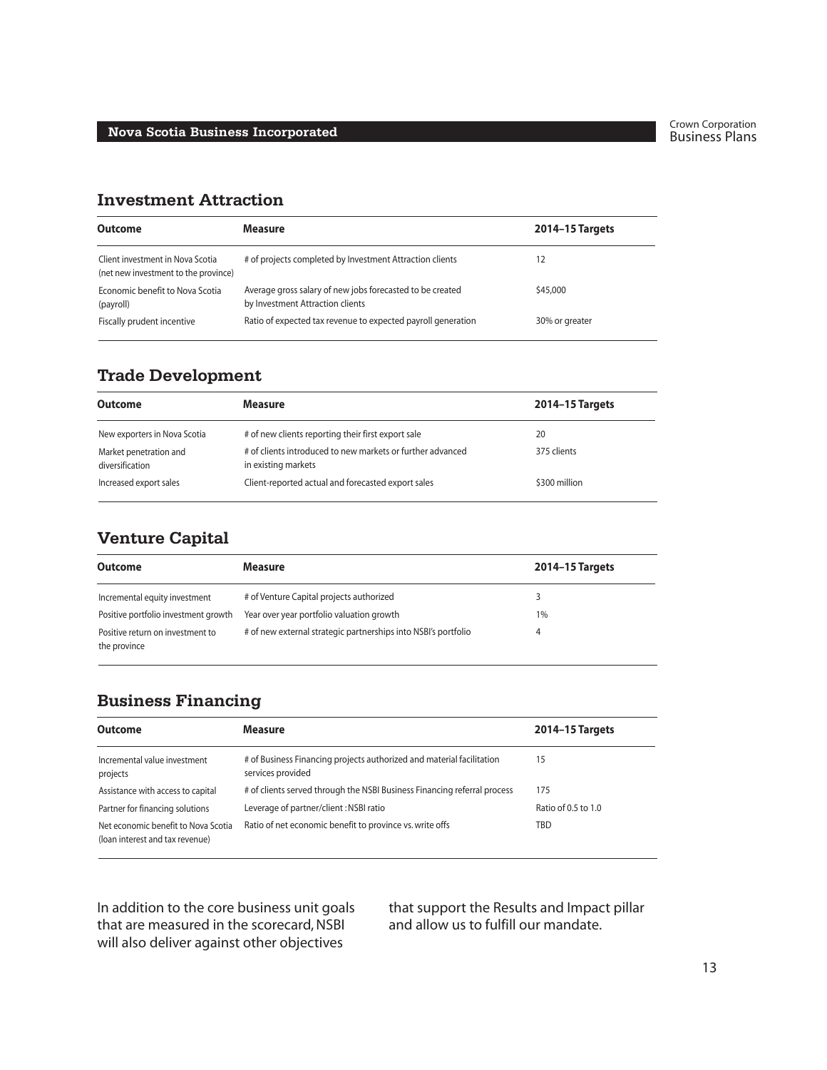## Investment Attraction

| Outcome | Measure | 2014–15 Targets |
|---|---|---|
| Client investment in Nova Scotia (net new investment to the province) | # of projects completed by Investment Attraction clients | 12 |
| Economic benefit to Nova Scotia (payroll) | Average gross salary of new jobs forecasted to be created by Investment Attraction clients | $45,000 |
| Fiscally prudent incentive | Ratio of expected tax revenue to expected payroll generation | 30% or greater |

## Trade Development

| Outcome | Measure | 2014–15 Targets |
|---|---|---|
| New exporters in Nova Scotia | # of new clients reporting their first export sale | 20 |
| Market penetration and diversification | # of clients introduced to new markets or further advanced in existing markets | 375 clients |
| Increased export sales | Client-reported actual and forecasted export sales | $300 million |

## Venture Capital

| Outcome | Measure | 2014–15 Targets |
|---|---|---|
| Incremental equity investment | # of Venture Capital projects authorized | 3 |
| Positive portfolio investment growth | Year over year portfolio valuation growth | 1% |
| Positive return on investment to the province | # of new external strategic partnerships into NSBI's portfolio | 4 |

## Business Financing

| Outcome | Measure | 2014–15 Targets |
|---|---|---|
| Incremental value investment projects | # of Business Financing projects authorized and material facilitation services provided | 15 |
| Assistance with access to capital | # of clients served through the NSBI Business Financing referral process | 175 |
| Partner for financing solutions | Leverage of partner/client : NSBI ratio | Ratio of 0.5 to 1.0 |
| Net economic benefit to Nova Scotia (loan interest and tax revenue) | Ratio of net economic benefit to province vs. write offs | TBD |

In addition to the core business unit goals that are measured in the scorecard, NSBI will also deliver against other objectives that support the Results and Impact pillar and allow us to fulfill our mandate.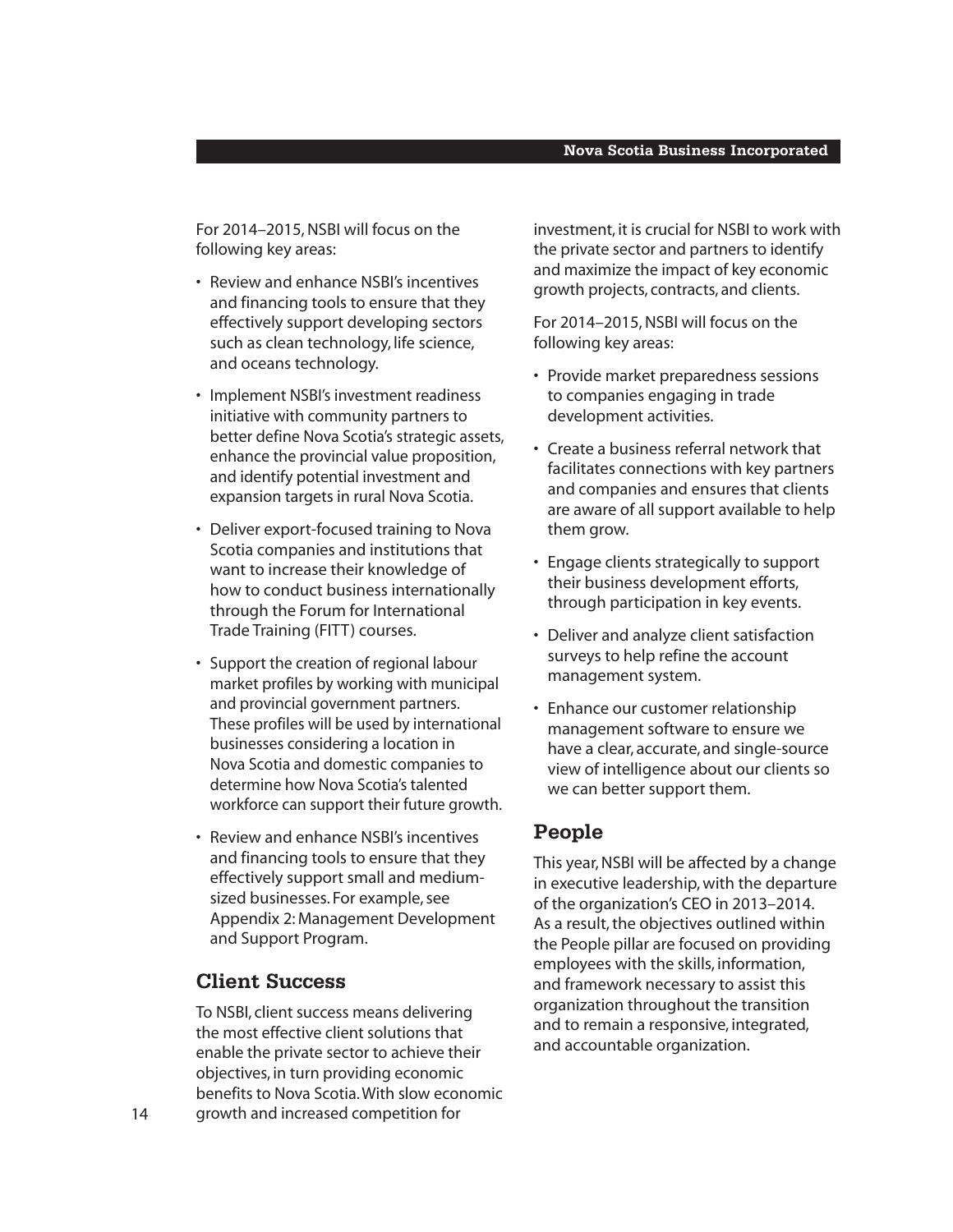For 2014–2015, NSBI will focus on the following key areas:

- Review and enhance NSBI's incentives and financing tools to ensure that they effectively support developing sectors such as clean technology, life science, and oceans technology.
- Implement NSBI's investment readiness initiative with community partners to better define Nova Scotia's strategic assets, enhance the provincial value proposition, and identify potential investment and expansion targets in rural Nova Scotia.
- Deliver export-focused training to Nova Scotia companies and institutions that want to increase their knowledge of how to conduct business internationally through the Forum for International Trade Training (FITT) courses.
- Support the creation of regional labour market profiles by working with municipal and provincial government partners. These profiles will be used by international businesses considering a location in Nova Scotia and domestic companies to determine how Nova Scotia's talented workforce can support their future growth.
- Review and enhance NSBI's incentives and financing tools to ensure that they effectively support small and medium-sized businesses. For example, see Appendix 2: Management Development and Support Program.

## Client Success

To NSBI, client success means delivering the most effective client solutions that enable the private sector to achieve their objectives, in turn providing economic benefits to Nova Scotia. With slow economic growth and increased competition for investment, it is crucial for NSBI to work with the private sector and partners to identify and maximize the impact of key economic growth projects, contracts, and clients.

For 2014–2015, NSBI will focus on the following key areas:

- Provide market preparedness sessions to companies engaging in trade development activities.
- Create a business referral network that facilitates connections with key partners and companies and ensures that clients are aware of all support available to help them grow.
- Engage clients strategically to support their business development efforts, through participation in key events.
- Deliver and analyze client satisfaction surveys to help refine the account management system.
- Enhance our customer relationship management software to ensure we have a clear, accurate, and single-source view of intelligence about our clients so we can better support them.

## People

This year, NSBI will be affected by a change in executive leadership, with the departure of the organization's CEO in 2013–2014. As a result, the objectives outlined within the People pillar are focused on providing employees with the skills, information, and framework necessary to assist this organization throughout the transition and to remain a responsive, integrated, and accountable organization.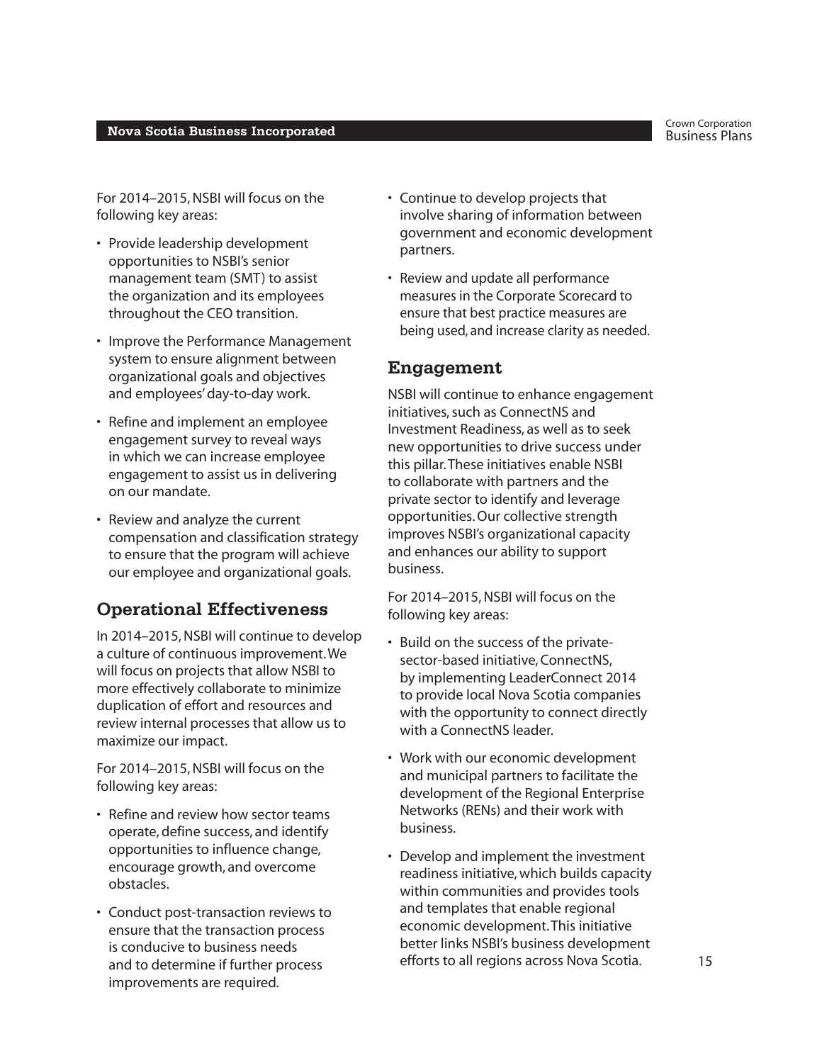For 2014–2015, NSBI will focus on the following key areas:

- Provide leadership development opportunities to NSBI's senior management team (SMT) to assist the organization and its employees throughout the CEO transition.
- Improve the Performance Management system to ensure alignment between organizational goals and objectives and employees' day-to-day work.
- Refine and implement an employee engagement survey to reveal ways in which we can increase employee engagement to assist us in delivering on our mandate.
- Review and analyze the current compensation and classification strategy to ensure that the program will achieve our employee and organizational goals.

## Operational Effectiveness

In 2014–2015, NSBI will continue to develop a culture of continuous improvement. We will focus on projects that allow NSBI to more effectively collaborate to minimize duplication of effort and resources and review internal processes that allow us to maximize our impact.

For 2014–2015, NSBI will focus on the following key areas:

- Refine and review how sector teams operate, define success, and identify opportunities to influence change, encourage growth, and overcome obstacles.
- Conduct post-transaction reviews to ensure that the transaction process is conducive to business needs and to determine if further process improvements are required.
- Continue to develop projects that involve sharing of information between government and economic development partners.
- Review and update all performance measures in the Corporate Scorecard to ensure that best practice measures are being used, and increase clarity as needed.

## Engagement

NSBI will continue to enhance engagement initiatives, such as ConnectNS and Investment Readiness, as well as to seek new opportunities to drive success under this pillar. These initiatives enable NSBI to collaborate with partners and the private sector to identify and leverage opportunities. Our collective strength improves NSBI's organizational capacity and enhances our ability to support business.

For 2014–2015, NSBI will focus on the following key areas:

- Build on the success of the private-sector-based initiative, ConnectNS, by implementing LeaderConnect 2014 to provide local Nova Scotia companies with the opportunity to connect directly with a ConnectNS leader.
- Work with our economic development and municipal partners to facilitate the development of the Regional Enterprise Networks (RENs) and their work with business.
- Develop and implement the investment readiness initiative, which builds capacity within communities and provides tools and templates that enable regional economic development. This initiative better links NSBI's business development efforts to all regions across Nova Scotia.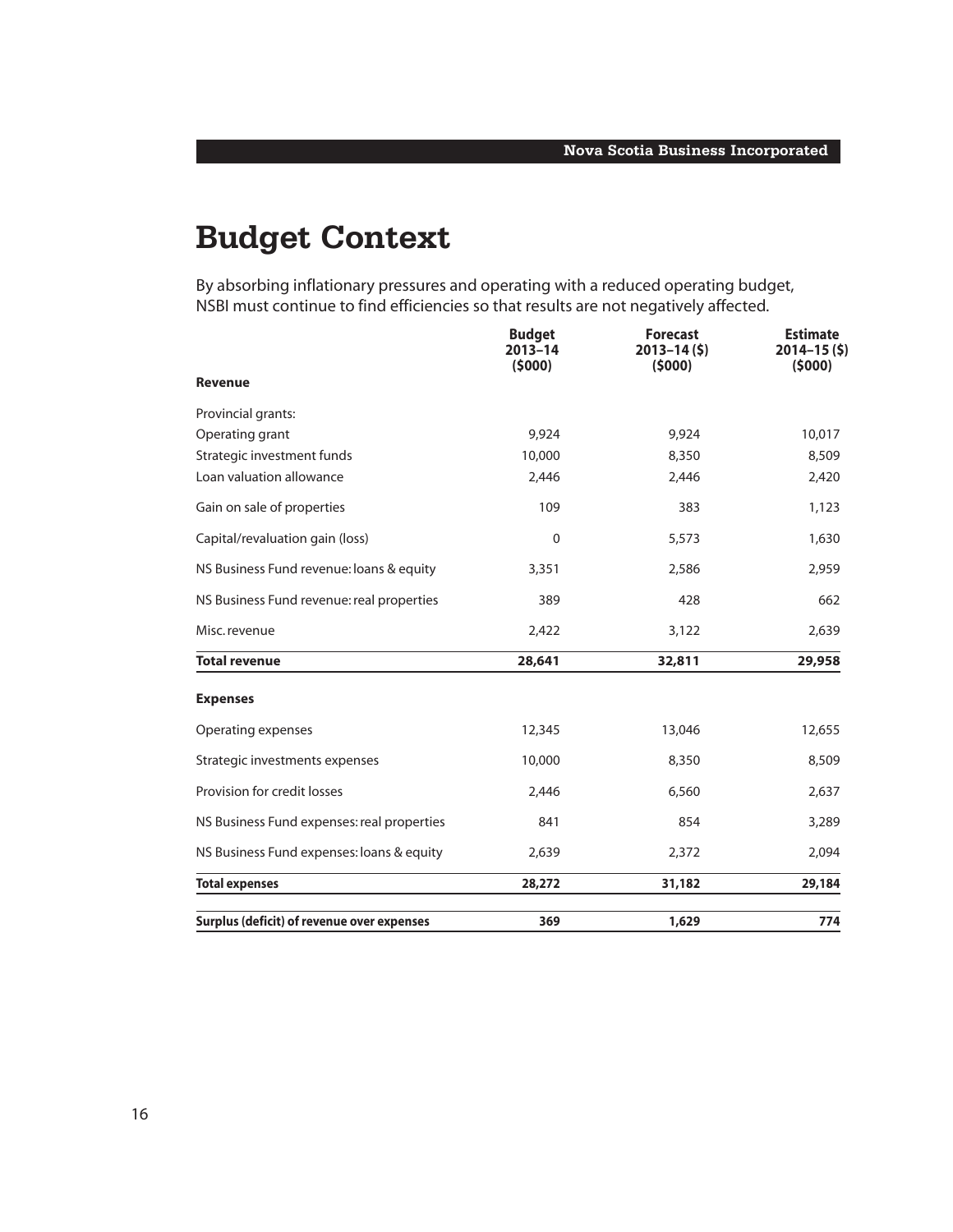# Budget Context

By absorbing inflationary pressures and operating with a reduced operating budget, NSBI must continue to find efficiencies so that results are not negatively affected.

| | Budget 2013–14 ($000) | Forecast 2013–14 ($) ($000) | Estimate 2014–15 ($) ($000) |
|---|---|---|---|
| **Revenue** | | | |
| Provincial grants: | | | |
| Operating grant | 9,924 | 9,924 | 10,017 |
| Strategic investment funds | 10,000 | 8,350 | 8,509 |
| Loan valuation allowance | 2,446 | 2,446 | 2,420 |
| Gain on sale of properties | 109 | 383 | 1,123 |
| Capital/revaluation gain (loss) | 0 | 5,573 | 1,630 |
| NS Business Fund revenue: loans & equity | 3,351 | 2,586 | 2,959 |
| NS Business Fund revenue: real properties | 389 | 428 | 662 |
| Misc. revenue | 2,422 | 3,122 | 2,639 |
| **Total revenue** | **28,641** | **32,811** | **29,958** |
| **Expenses** | | | |
| Operating expenses | 12,345 | 13,046 | 12,655 |
| Strategic investments expenses | 10,000 | 8,350 | 8,509 |
| Provision for credit losses | 2,446 | 6,560 | 2,637 |
| NS Business Fund expenses: real properties | 841 | 854 | 3,289 |
| NS Business Fund expenses: loans & equity | 2,639 | 2,372 | 2,094 |
| **Total expenses** | **28,272** | **31,182** | **29,184** |
| **Surplus (deficit) of revenue over expenses** | **369** | **1,629** | **774** |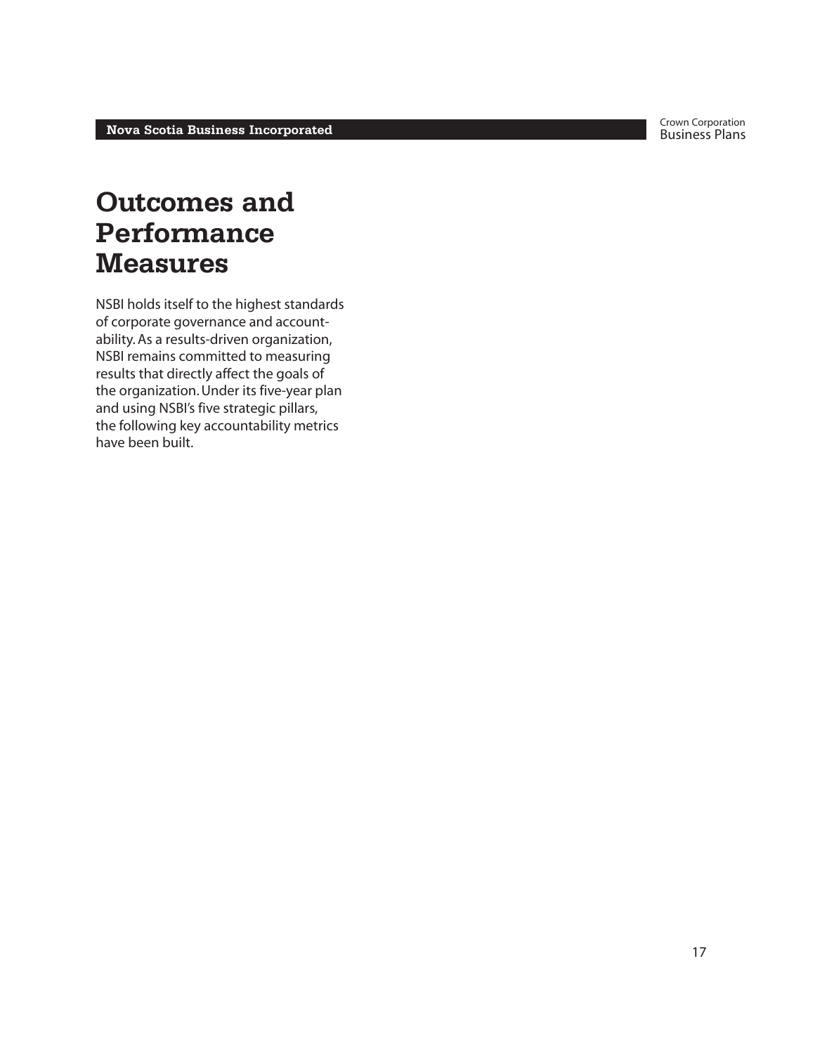# Outcomes and Performance Measures

NSBI holds itself to the highest standards of corporate governance and accountability. As a results-driven organization, NSBI remains committed to measuring results that directly affect the goals of the organization. Under its five-year plan and using NSBI's five strategic pillars, the following key accountability metrics have been built.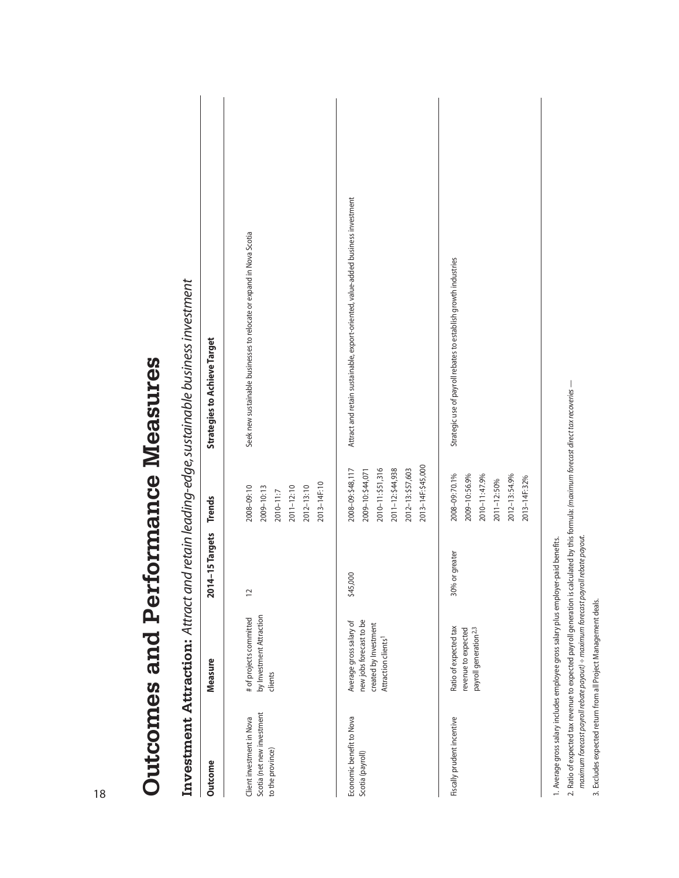# Outcomes and Performance Measures

## Investment Attraction: *Attract and retain leading-edge, sustainable business investment*

| Outcome | Measure | 2014–15 Targets | Trends | Strategies to Achieve Target |
|---|---|---|---|---|
| Client investment in Nova Scotia (net new investment to the province) | # of projects committed by Investment Attraction clients | 12 | 2008–09: 10<br>2009–10: 13<br>2010–11: 7<br>2011–12: 10<br>2012–13: 10<br>2013–14F: 10 | Seek new sustainable businesses to relocate or expand in Nova Scotia |
| Economic benefit to Nova Scotia (payroll) | Average gross salary of new jobs forecast to be created by Investment Attraction clients[1] | $45,000 | 2008–09: $48,117<br>2009–10: $44,071<br>2010–11: $51,316<br>2011–12: $44,938<br>2012–13: $57,603<br>2013–14F: $45,000 | Attract and retain sustainable, export-oriented, value-added business investment |
| Fiscally prudent incentive | Ratio of expected tax revenue to expected payroll generation[2,3] | 30% or greater | 2008–09: 70.1%<br>2009–10: 56.9%<br>2010–11: 47.9%<br>2011–12: 50%<br>2012–13: 54.9%<br>2013–14F: 32% | Strategic use of payroll rebates to establish growth industries |

1. Average gross salary includes employee gross salary plus employer-paid benefits.
2. Ratio of expected tax revenue to expected payroll generation is calculated by this formula: *(maximum forecast direct tax recoveries — maximum forecast payroll rebate payout) ÷ maximum forecast payroll rebate payout.*
3. Excludes expected return from all Project Management deals.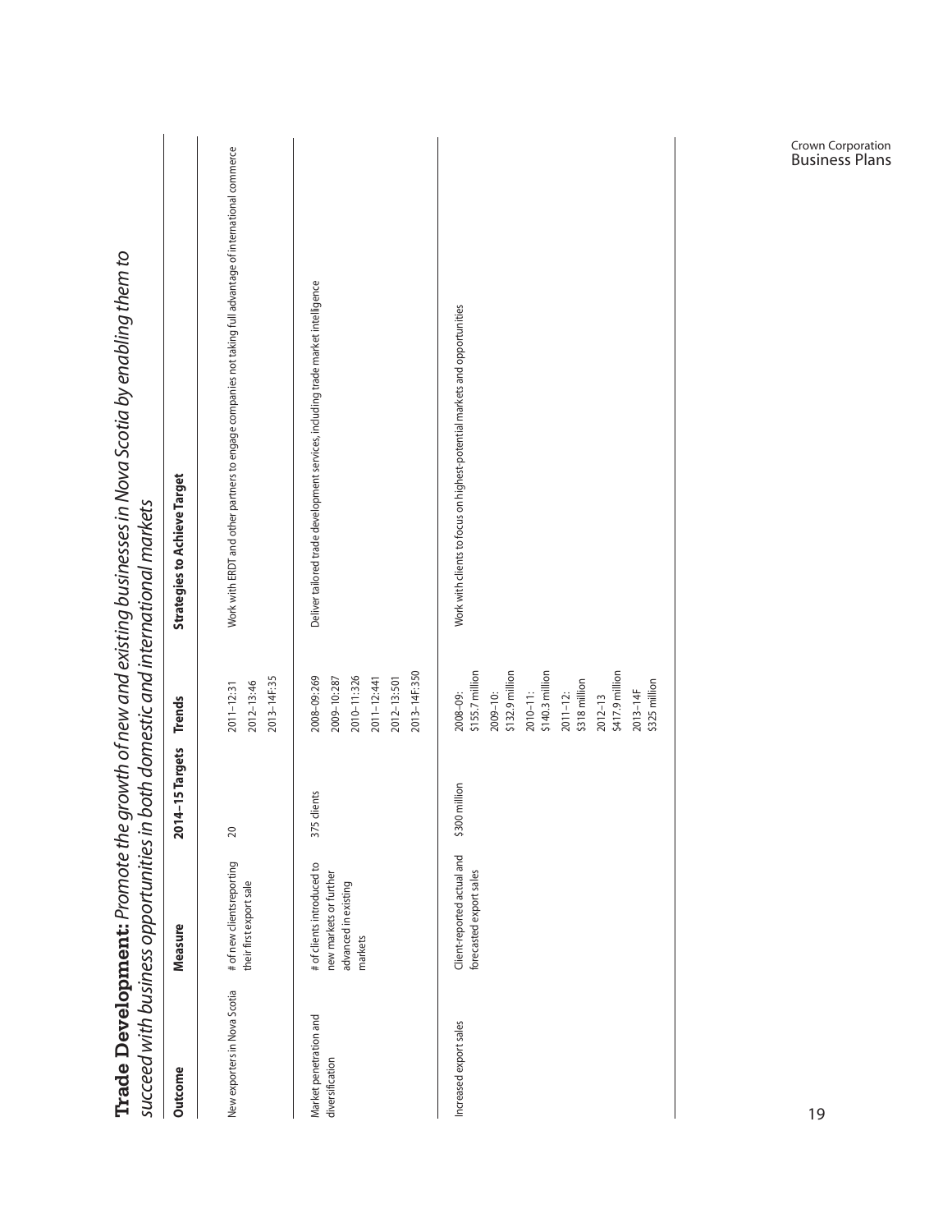**Trade Development:** *Promote the growth of new and existing businesses in Nova Scotia by enabling them to succeed with business opportunities in both domestic and international markets*

| Outcome | Measure | 2014–15 Targets | Trends | Strategies to Achieve Target |
|---|---|---|---|---|
| New exporters in Nova Scotia | # of new clients reporting their first export sale | 20 | 2011–12: 31<br>2012–13: 46<br>2013–14F: 35 | Work with ERDT and other partners to engage companies not taking full advantage of international commerce |
| Market penetration and diversification | # of clients introduced to new markets or further advanced in existing markets | 375 clients | 2008–09: 269<br>2009–10: 287<br>2010–11: 326<br>2011–12: 441<br>2012–13: 501<br>2013–14F: 350 | Deliver tailored trade development services, including trade market intelligence |
| Increased export sales | Client-reported actual and forecasted export sales | $300 million | 2008–09: $155.7 million<br>2009–10: $132.9 million<br>2010–11: $140.3 million<br>2011–12: $318 million<br>2012–13 $417.9 million<br>2013–14F $325 million | Work with clients to focus on highest-potential markets and opportunities |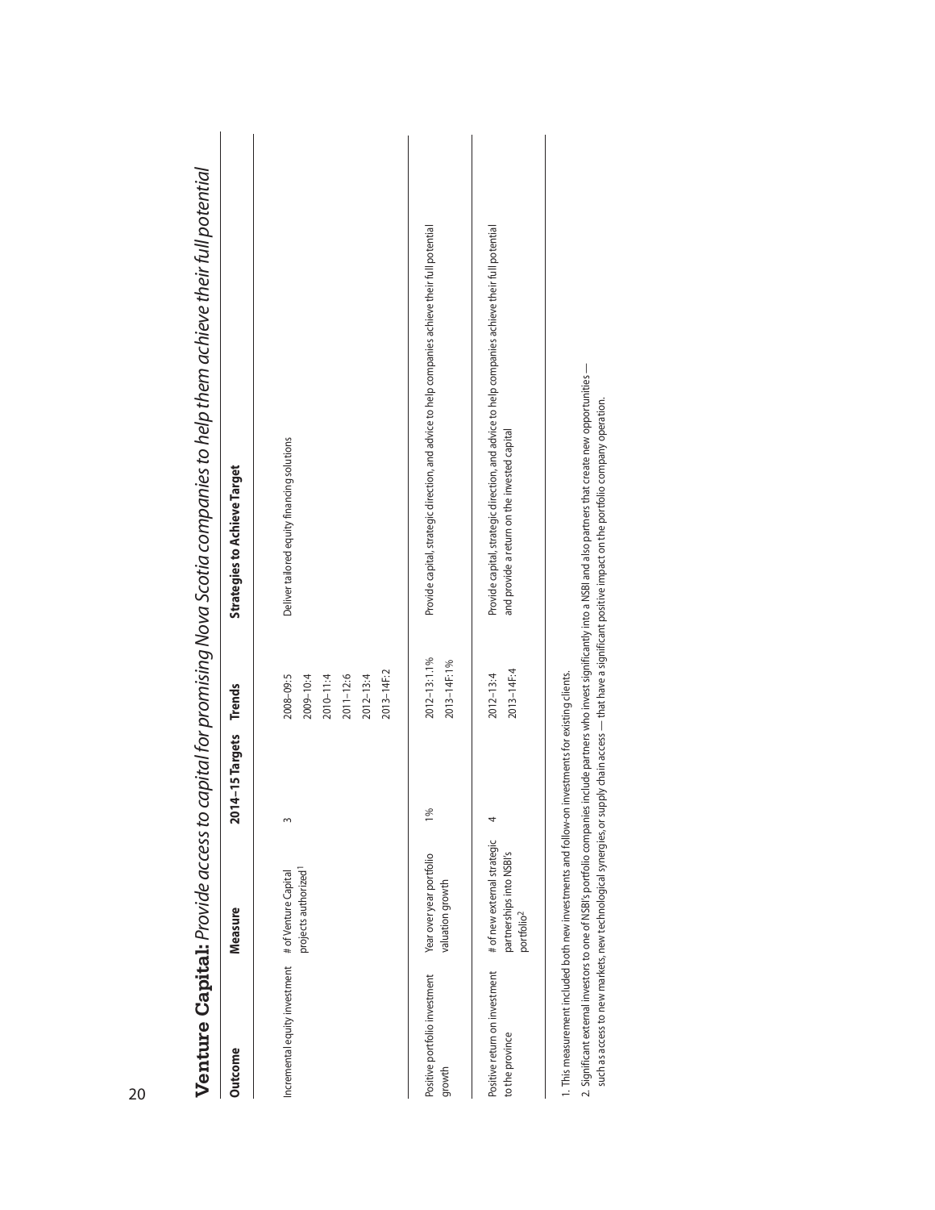## **Venture Capital:** *Provide access to capital for promising Nova Scotia companies to help them achieve their full potential*

| Outcome | Measure | 2014–15 Targets | Trends | Strategies to Achieve Target |
|---|---|---|---|---|
| Incremental equity investment | # of Venture Capital projects authorized[1] | 3 | 2008–09: 5<br>2009–10: 4<br>2010–11: 4<br>2011–12: 6<br>2012–13: 4<br>2013–14F: 2 | Deliver tailored equity financing solutions |
| Positive portfolio investment growth | Year over year portfolio valuation growth | 1% | 2012–13: 1.1%<br>2013–14F: 1% | Provide capital, strategic direction, and advice to help companies achieve their full potential |
| Positive return on investment to the province | # of new external strategic partnerships into NSBI's portfolio[2] | 4 | 2012–13: 4<br>2013–14F: 4 | Provide capital, strategic direction, and advice to help companies achieve their full potential and provide a return on the invested capital |

1. This measurement included both new investments and follow-on investments for existing clients.
2. Significant external investors to one of NSBI's portfolio companies include partners who invest significantly into a NSBI and also partners that create new opportunities — such as access to new markets, new technological synergies, or supply chain access — that have a significant positive impact on the portfolio company operation.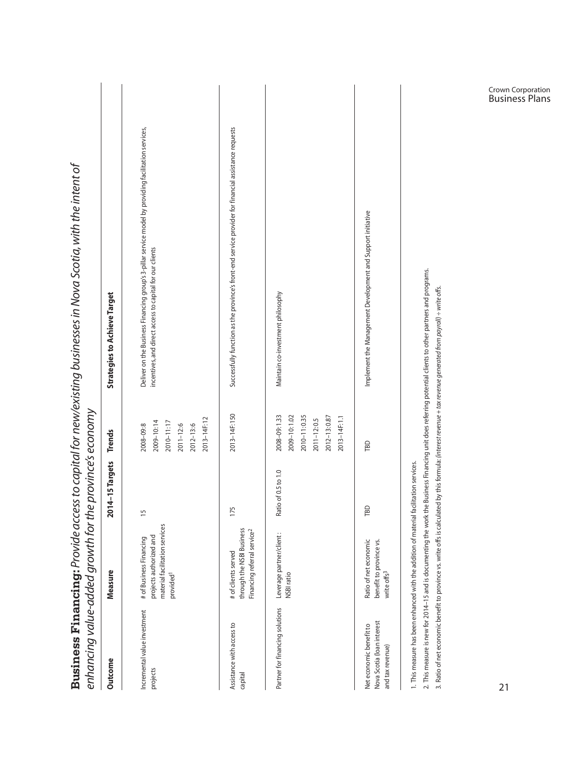## **Business Financing:** *Provide access to capital for new/existing businesses in Nova Scotia, with the intent of enhancing value-added growth for the province's economy*

| Outcome | Measure | 2014–15 Targets | Trends | Strategies to Achieve Target |
|---|---|---|---|---|
| Incremental value investment projects | # of Business Financing projects authorized and material facilitation services provided[1] | 15 | 2008–09: 8<br>2009–10: 14<br>2010–11: 17<br>2011–12: 6<br>2012–13: 6<br>2013–14F: 12 | Deliver on the Business Financing group's 3-pillar service model by providing facilitation services, incentives, and direct access to capital for our clients |
| Assistance with access to capital | # of clients served through the NSBI Business Financing referral service[2] | 175 | 2013–14F: 150 | Successfully function as the province's front-end service provider for financial assistance requests |
| Partner for financing solutions | Leverage partner/client : NSBI ratio | Ratio of 0.5 to 1.0 | 2008–09: 1.33<br>2009–10: 1.02<br>2010–11: 0.35<br>2011–12: 0.5<br>2012–13: 0.87<br>2013–14F: 1.1 | Maintain co-investment philosophy |
| Net economic benefit to Nova Scotia (loan interest and tax revenue) | Ratio of net economic benefit to province vs. write offs[3] | TBD | TBD | Implement the Management Development and Support initiative |

1. This measure has been enhanced with the addition of material facilitation services.
2. This measure is new for 2014–15 and is documenting the work the Business Financing unit does referring potential clients to other partners and programs.
3. Ratio of net economic benefit to province vs. write offs is calculated by this formula: *(interest revenue + tax revenue generated from payroll) ÷ write offs.*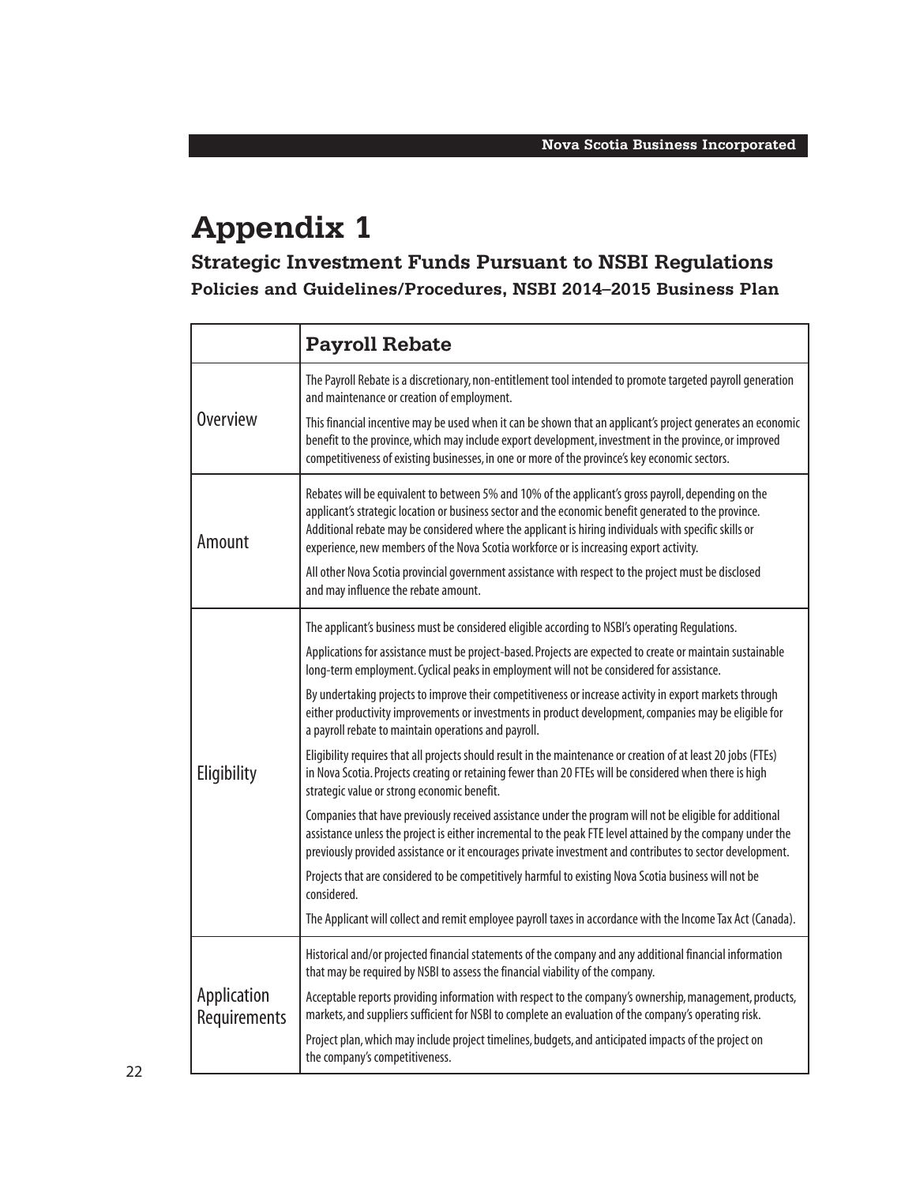# Appendix 1

## Strategic Investment Funds Pursuant to NSBI Regulations

### Policies and Guidelines/Procedures, NSBI 2014–2015 Business Plan

| | **Payroll Rebate** |
|---|---|
| Overview | The Payroll Rebate is a discretionary, non-entitlement tool intended to promote targeted payroll generation and maintenance or creation of employment.<br><br>This financial incentive may be used when it can be shown that an applicant's project generates an economic benefit to the province, which may include export development, investment in the province, or improved competitiveness of existing businesses, in one or more of the province's key economic sectors. |
| Amount | Rebates will be equivalent to between 5% and 10% of the applicant's gross payroll, depending on the applicant's strategic location or business sector and the economic benefit generated to the province. Additional rebate may be considered where the applicant is hiring individuals with specific skills or experience, new members of the Nova Scotia workforce or is increasing export activity.<br><br>All other Nova Scotia provincial government assistance with respect to the project must be disclosed and may influence the rebate amount. |
| Eligibility | The applicant's business must be considered eligible according to NSBI's operating Regulations.<br><br>Applications for assistance must be project-based. Projects are expected to create or maintain sustainable long-term employment. Cyclical peaks in employment will not be considered for assistance.<br><br>By undertaking projects to improve their competitiveness or increase activity in export markets through either productivity improvements or investments in product development, companies may be eligible for a payroll rebate to maintain operations and payroll.<br><br>Eligibility requires that all projects should result in the maintenance or creation of at least 20 jobs (FTEs) in Nova Scotia. Projects creating or retaining fewer than 20 FTEs will be considered when there is high strategic value or strong economic benefit.<br><br>Companies that have previously received assistance under the program will not be eligible for additional assistance unless the project is either incremental to the peak FTE level attained by the company under the previously provided assistance or it encourages private investment and contributes to sector development.<br><br>Projects that are considered to be competitively harmful to existing Nova Scotia business will not be considered.<br><br>The Applicant will collect and remit employee payroll taxes in accordance with the Income Tax Act (Canada). |
| Application Requirements | Historical and/or projected financial statements of the company and any additional financial information that may be required by NSBI to assess the financial viability of the company.<br><br>Acceptable reports providing information with respect to the company's ownership, management, products, markets, and suppliers sufficient for NSBI to complete an evaluation of the company's operating risk.<br><br>Project plan, which may include project timelines, budgets, and anticipated impacts of the project on the company's competitiveness. |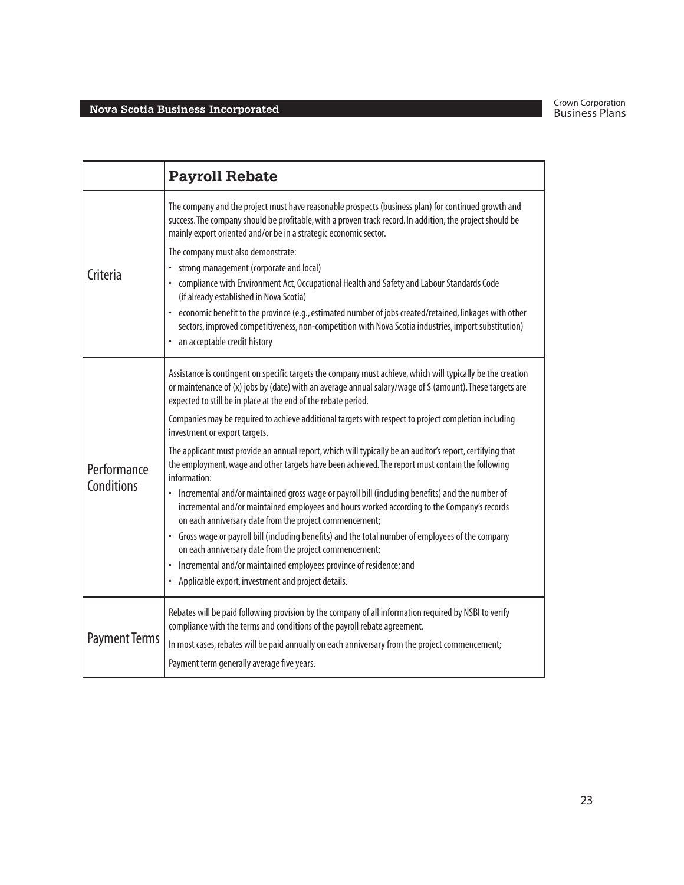| | **Payroll Rebate** |
|---|---|
| Criteria | The company and the project must have reasonable prospects (business plan) for continued growth and success. The company should be profitable, with a proven track record. In addition, the project should be mainly export oriented and/or be in a strategic economic sector.<br><br>The company must also demonstrate:<br>• strong management (corporate and local)<br>• compliance with Environment Act, Occupational Health and Safety and Labour Standards Code (if already established in Nova Scotia)<br>• economic benefit to the province (e.g., estimated number of jobs created/retained, linkages with other sectors, improved competitiveness, non-competition with Nova Scotia industries, import substitution)<br>• an acceptable credit history |
| Performance Conditions | Assistance is contingent on specific targets the company must achieve, which will typically be the creation or maintenance of (x) jobs by (date) with an average annual salary/wage of $ (amount). These targets are expected to still be in place at the end of the rebate period.<br><br>Companies may be required to achieve additional targets with respect to project completion including investment or export targets.<br><br>The applicant must provide an annual report, which will typically be an auditor's report, certifying that the employment, wage and other targets have been achieved. The report must contain the following information:<br>• Incremental and/or maintained gross wage or payroll bill (including benefits) and the number of incremental and/or maintained employees and hours worked according to the Company's records on each anniversary date from the project commencement;<br>• Gross wage or payroll bill (including benefits) and the total number of employees of the company on each anniversary date from the project commencement;<br>• Incremental and/or maintained employees province of residence; and<br>• Applicable export, investment and project details. |
| Payment Terms | Rebates will be paid following provision by the company of all information required by NSBI to verify compliance with the terms and conditions of the payroll rebate agreement.<br><br>In most cases, rebates will be paid annually on each anniversary from the project commencement;<br><br>Payment term generally average five years. |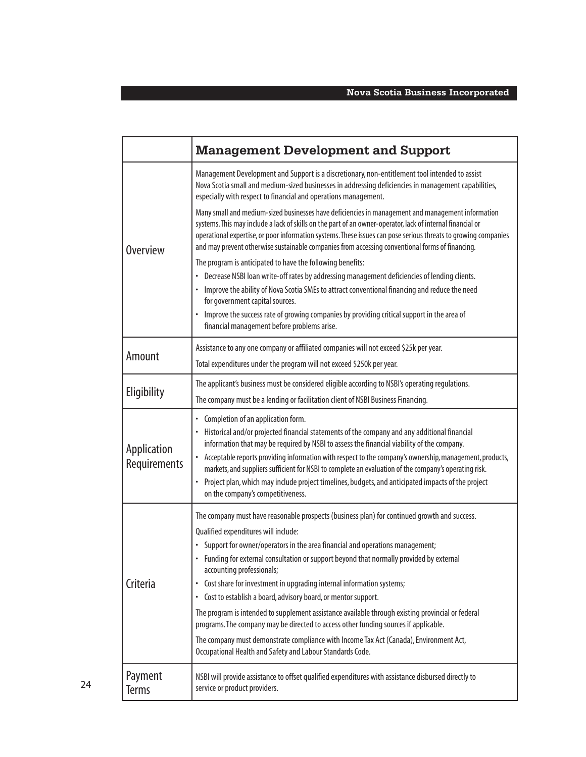| | Management Development and Support |
|---|---|
| Overview | Management Development and Support is a discretionary, non-entitlement tool intended to assist Nova Scotia small and medium-sized businesses in addressing deficiencies in management capabilities, especially with respect to financial and operations management.<br><br>Many small and medium-sized businesses have deficiencies in management and management information systems. This may include a lack of skills on the part of an owner-operator, lack of internal financial or operational expertise, or poor information systems. These issues can pose serious threats to growing companies and may prevent otherwise sustainable companies from accessing conventional forms of financing.<br><br>The program is anticipated to have the following benefits:<br>• Decrease NSBI loan write-off rates by addressing management deficiencies of lending clients.<br>• Improve the ability of Nova Scotia SMEs to attract conventional financing and reduce the need for government capital sources.<br>• Improve the success rate of growing companies by providing critical support in the area of financial management before problems arise. |
| Amount | Assistance to any one company or affiliated companies will not exceed $25k per year.<br><br>Total expenditures under the program will not exceed $250k per year. |
| Eligibility | The applicant's business must be considered eligible according to NSBI's operating regulations.<br><br>The company must be a lending or facilitation client of NSBI Business Financing. |
| Application Requirements | • Completion of an application form.<br>• Historical and/or projected financial statements of the company and any additional financial information that may be required by NSBI to assess the financial viability of the company.<br>• Acceptable reports providing information with respect to the company's ownership, management, products, markets, and suppliers sufficient for NSBI to complete an evaluation of the company's operating risk.<br>• Project plan, which may include project timelines, budgets, and anticipated impacts of the project on the company's competitiveness. |
| Criteria | The company must have reasonable prospects (business plan) for continued growth and success.<br><br>Qualified expenditures will include:<br>• Support for owner/operators in the area financial and operations management;<br>• Funding for external consultation or support beyond that normally provided by external accounting professionals;<br>• Cost share for investment in upgrading internal information systems;<br>• Cost to establish a board, advisory board, or mentor support.<br><br>The program is intended to supplement assistance available through existing provincial or federal programs. The company may be directed to access other funding sources if applicable.<br><br>The company must demonstrate compliance with Income Tax Act (Canada), Environment Act, Occupational Health and Safety and Labour Standards Code. |
| Payment Terms | NSBI will provide assistance to offset qualified expenditures with assistance disbursed directly to service or product providers. |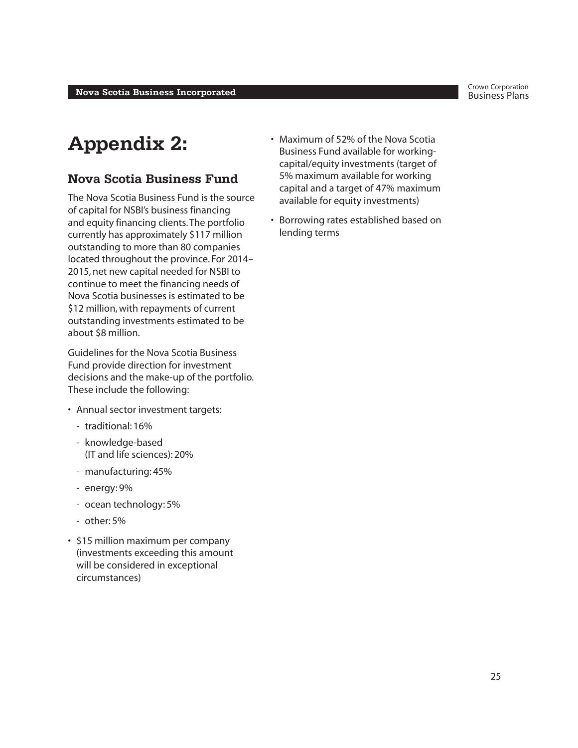# Appendix 2:

## Nova Scotia Business Fund

The Nova Scotia Business Fund is the source of capital for NSBI's business financing and equity financing clients. The portfolio currently has approximately $117 million outstanding to more than 80 companies located throughout the province. For 2014–2015, net new capital needed for NSBI to continue to meet the financing needs of Nova Scotia businesses is estimated to be $12 million, with repayments of current outstanding investments estimated to be about $8 million.

Guidelines for the Nova Scotia Business Fund provide direction for investment decisions and the make-up of the portfolio. These include the following:

- Annual sector investment targets:
  - traditional: 16%
  - knowledge-based (IT and life sciences): 20%
  - manufacturing: 45%
  - energy: 9%
  - ocean technology: 5%
  - other: 5%
- $15 million maximum per company (investments exceeding this amount will be considered in exceptional circumstances)
- Maximum of 52% of the Nova Scotia Business Fund available for working-capital/equity investments (target of 5% maximum available for working capital and a target of 47% maximum available for equity investments)
- Borrowing rates established based on lending terms